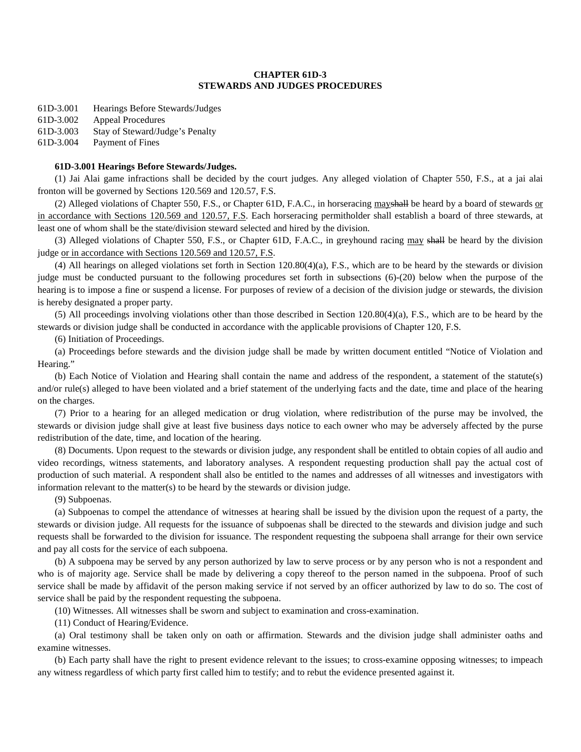**CHAPTER 61D-3**
**STEWARDS AND JUDGES PROCEDURES**

61D-3.001 Hearings Before Stewards/Judges
61D-3.002 Appeal Procedures
61D-3.003 Stay of Steward/Judge's Penalty
61D-3.004 Payment of Fines

**61D-3.001 Hearings Before Stewards/Judges.**

(1) Jai Alai game infractions shall be decided by the court judges. Any alleged violation of Chapter 550, F.S., at a jai alai fronton will be governed by Sections 120.569 and 120.57, F.S.

(2) Alleged violations of Chapter 550, F.S., or Chapter 61D, F.A.C., in horseracing <u>may</u>~~shall~~ be heard by a board of stewards <u>or in accordance with Sections 120.569 and 120.57, F.S</u>. Each horseracing permitholder shall establish a board of three stewards, at least one of whom shall be the state/division steward selected and hired by the division.

(3) Alleged violations of Chapter 550, F.S., or Chapter 61D, F.A.C., in greyhound racing <u>may</u> ~~shall~~ be heard by the division judge <u>or in accordance with Sections 120.569 and 120.57, F.S</u>.

(4) All hearings on alleged violations set forth in Section 120.80(4)(a), F.S., which are to be heard by the stewards or division judge must be conducted pursuant to the following procedures set forth in subsections (6)-(20) below when the purpose of the hearing is to impose a fine or suspend a license. For purposes of review of a decision of the division judge or stewards, the division is hereby designated a proper party.

(5) All proceedings involving violations other than those described in Section 120.80(4)(a), F.S., which are to be heard by the stewards or division judge shall be conducted in accordance with the applicable provisions of Chapter 120, F.S.

(6) Initiation of Proceedings.

(a) Proceedings before stewards and the division judge shall be made by written document entitled "Notice of Violation and Hearing."

(b) Each Notice of Violation and Hearing shall contain the name and address of the respondent, a statement of the statute(s) and/or rule(s) alleged to have been violated and a brief statement of the underlying facts and the date, time and place of the hearing on the charges.

(7) Prior to a hearing for an alleged medication or drug violation, where redistribution of the purse may be involved, the stewards or division judge shall give at least five business days notice to each owner who may be adversely affected by the purse redistribution of the date, time, and location of the hearing.

(8) Documents. Upon request to the stewards or division judge, any respondent shall be entitled to obtain copies of all audio and video recordings, witness statements, and laboratory analyses. A respondent requesting production shall pay the actual cost of production of such material. A respondent shall also be entitled to the names and addresses of all witnesses and investigators with information relevant to the matter(s) to be heard by the stewards or division judge.

(9) Subpoenas.

(a) Subpoenas to compel the attendance of witnesses at hearing shall be issued by the division upon the request of a party, the stewards or division judge. All requests for the issuance of subpoenas shall be directed to the stewards and division judge and such requests shall be forwarded to the division for issuance. The respondent requesting the subpoena shall arrange for their own service and pay all costs for the service of each subpoena.

(b) A subpoena may be served by any person authorized by law to serve process or by any person who is not a respondent and who is of majority age. Service shall be made by delivering a copy thereof to the person named in the subpoena. Proof of such service shall be made by affidavit of the person making service if not served by an officer authorized by law to do so. The cost of service shall be paid by the respondent requesting the subpoena.

(10) Witnesses. All witnesses shall be sworn and subject to examination and cross-examination.

(11) Conduct of Hearing/Evidence.

(a) Oral testimony shall be taken only on oath or affirmation. Stewards and the division judge shall administer oaths and examine witnesses.

(b) Each party shall have the right to present evidence relevant to the issues; to cross-examine opposing witnesses; to impeach any witness regardless of which party first called him to testify; and to rebut the evidence presented against it.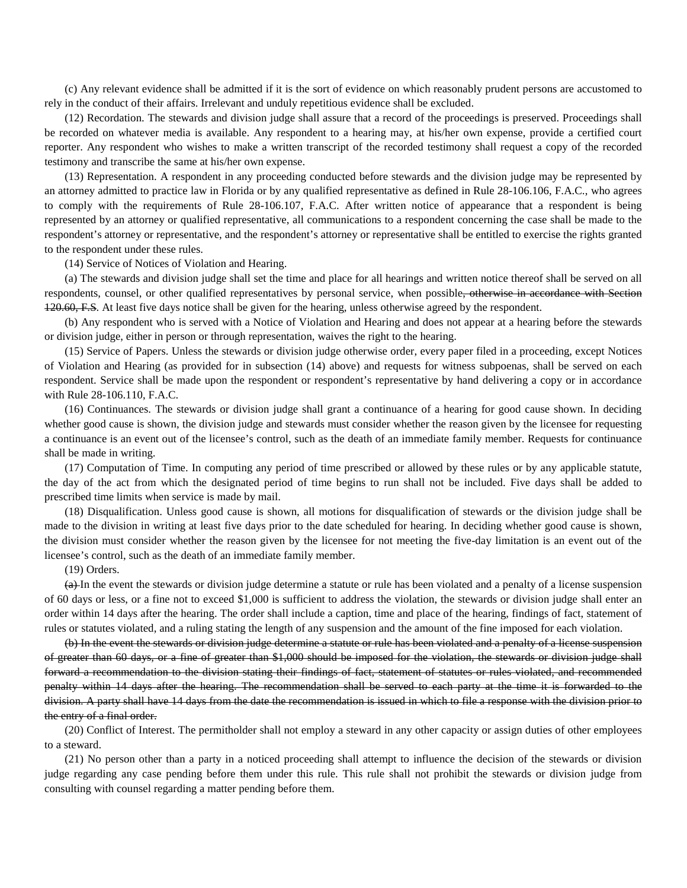(c) Any relevant evidence shall be admitted if it is the sort of evidence on which reasonably prudent persons are accustomed to rely in the conduct of their affairs. Irrelevant and unduly repetitious evidence shall be excluded.

(12) Recordation. The stewards and division judge shall assure that a record of the proceedings is preserved. Proceedings shall be recorded on whatever media is available. Any respondent to a hearing may, at his/her own expense, provide a certified court reporter. Any respondent who wishes to make a written transcript of the recorded testimony shall request a copy of the recorded testimony and transcribe the same at his/her own expense.

(13) Representation. A respondent in any proceeding conducted before stewards and the division judge may be represented by an attorney admitted to practice law in Florida or by any qualified representative as defined in Rule 28-106.106, F.A.C., who agrees to comply with the requirements of Rule 28-106.107, F.A.C. After written notice of appearance that a respondent is being represented by an attorney or qualified representative, all communications to a respondent concerning the case shall be made to the respondent's attorney or representative, and the respondent's attorney or representative shall be entitled to exercise the rights granted to the respondent under these rules.

(14) Service of Notices of Violation and Hearing.

(a) The stewards and division judge shall set the time and place for all hearings and written notice thereof shall be served on all respondents, counsel, or other qualified representatives by personal service, when possible~~, otherwise in accordance with Section 120.60, F.S~~. At least five days notice shall be given for the hearing, unless otherwise agreed by the respondent.

(b) Any respondent who is served with a Notice of Violation and Hearing and does not appear at a hearing before the stewards or division judge, either in person or through representation, waives the right to the hearing.

(15) Service of Papers. Unless the stewards or division judge otherwise order, every paper filed in a proceeding, except Notices of Violation and Hearing (as provided for in subsection (14) above) and requests for witness subpoenas, shall be served on each respondent. Service shall be made upon the respondent or respondent's representative by hand delivering a copy or in accordance with Rule 28-106.110, F.A.C.

(16) Continuances. The stewards or division judge shall grant a continuance of a hearing for good cause shown. In deciding whether good cause is shown, the division judge and stewards must consider whether the reason given by the licensee for requesting a continuance is an event out of the licensee's control, such as the death of an immediate family member. Requests for continuance shall be made in writing.

(17) Computation of Time. In computing any period of time prescribed or allowed by these rules or by any applicable statute, the day of the act from which the designated period of time begins to run shall not be included. Five days shall be added to prescribed time limits when service is made by mail.

(18) Disqualification. Unless good cause is shown, all motions for disqualification of stewards or the division judge shall be made to the division in writing at least five days prior to the date scheduled for hearing. In deciding whether good cause is shown, the division must consider whether the reason given by the licensee for not meeting the five-day limitation is an event out of the licensee's control, such as the death of an immediate family member.

(19) Orders.

~~(a)~~ In the event the stewards or division judge determine a statute or rule has been violated and a penalty of a license suspension of 60 days or less, or a fine not to exceed $1,000 is sufficient to address the violation, the stewards or division judge shall enter an order within 14 days after the hearing. The order shall include a caption, time and place of the hearing, findings of fact, statement of rules or statutes violated, and a ruling stating the length of any suspension and the amount of the fine imposed for each violation.

~~(b) In the event the stewards or division judge determine a statute or rule has been violated and a penalty of a license suspension of greater than 60 days, or a fine of greater than $1,000 should be imposed for the violation, the stewards or division judge shall forward a recommendation to the division stating their findings of fact, statement of statutes or rules violated, and recommended penalty within 14 days after the hearing. The recommendation shall be served to each party at the time it is forwarded to the division. A party shall have 14 days from the date the recommendation is issued in which to file a response with the division prior to the entry of a final order.~~

(20) Conflict of Interest. The permitholder shall not employ a steward in any other capacity or assign duties of other employees to a steward.

(21) No person other than a party in a noticed proceeding shall attempt to influence the decision of the stewards or division judge regarding any case pending before them under this rule. This rule shall not prohibit the stewards or division judge from consulting with counsel regarding a matter pending before them.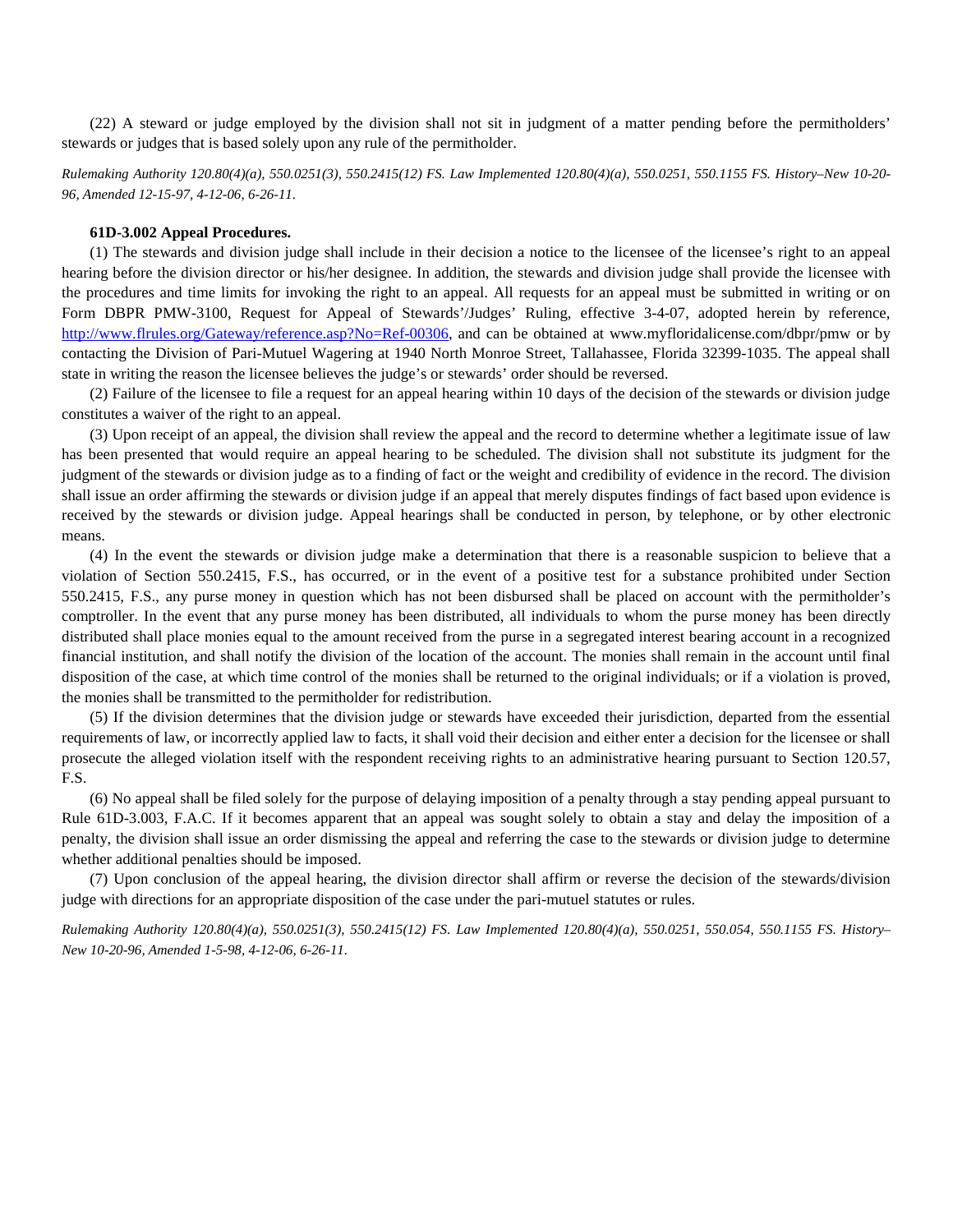(22) A steward or judge employed by the division shall not sit in judgment of a matter pending before the permitholders' stewards or judges that is based solely upon any rule of the permitholder.

*Rulemaking Authority 120.80(4)(a), 550.0251(3), 550.2415(12) FS. Law Implemented 120.80(4)(a), 550.0251, 550.1155 FS. History–New 10-20-96, Amended 12-15-97, 4-12-06, 6-26-11.*

**61D-3.002 Appeal Procedures.**

(1) The stewards and division judge shall include in their decision a notice to the licensee of the licensee's right to an appeal hearing before the division director or his/her designee. In addition, the stewards and division judge shall provide the licensee with the procedures and time limits for invoking the right to an appeal. All requests for an appeal must be submitted in writing or on Form DBPR PMW-3100, Request for Appeal of Stewards'/Judges' Ruling, effective 3-4-07, adopted herein by reference, [http://www.flrules.org/Gateway/reference.asp?No=Ref-00306](http://www.flrules.org/Gateway/reference.asp?No=Ref-00306), and can be obtained at www.myfloridalicense.com/dbpr/pmw or by contacting the Division of Pari-Mutuel Wagering at 1940 North Monroe Street, Tallahassee, Florida 32399-1035. The appeal shall state in writing the reason the licensee believes the judge's or stewards' order should be reversed.

(2) Failure of the licensee to file a request for an appeal hearing within 10 days of the decision of the stewards or division judge constitutes a waiver of the right to an appeal.

(3) Upon receipt of an appeal, the division shall review the appeal and the record to determine whether a legitimate issue of law has been presented that would require an appeal hearing to be scheduled. The division shall not substitute its judgment for the judgment of the stewards or division judge as to a finding of fact or the weight and credibility of evidence in the record. The division shall issue an order affirming the stewards or division judge if an appeal that merely disputes findings of fact based upon evidence is received by the stewards or division judge. Appeal hearings shall be conducted in person, by telephone, or by other electronic means.

(4) In the event the stewards or division judge make a determination that there is a reasonable suspicion to believe that a violation of Section 550.2415, F.S., has occurred, or in the event of a positive test for a substance prohibited under Section 550.2415, F.S., any purse money in question which has not been disbursed shall be placed on account with the permitholder's comptroller. In the event that any purse money has been distributed, all individuals to whom the purse money has been directly distributed shall place monies equal to the amount received from the purse in a segregated interest bearing account in a recognized financial institution, and shall notify the division of the location of the account. The monies shall remain in the account until final disposition of the case, at which time control of the monies shall be returned to the original individuals; or if a violation is proved, the monies shall be transmitted to the permitholder for redistribution.

(5) If the division determines that the division judge or stewards have exceeded their jurisdiction, departed from the essential requirements of law, or incorrectly applied law to facts, it shall void their decision and either enter a decision for the licensee or shall prosecute the alleged violation itself with the respondent receiving rights to an administrative hearing pursuant to Section 120.57, F.S.

(6) No appeal shall be filed solely for the purpose of delaying imposition of a penalty through a stay pending appeal pursuant to Rule 61D-3.003, F.A.C. If it becomes apparent that an appeal was sought solely to obtain a stay and delay the imposition of a penalty, the division shall issue an order dismissing the appeal and referring the case to the stewards or division judge to determine whether additional penalties should be imposed.

(7) Upon conclusion of the appeal hearing, the division director shall affirm or reverse the decision of the stewards/division judge with directions for an appropriate disposition of the case under the pari-mutuel statutes or rules.

*Rulemaking Authority 120.80(4)(a), 550.0251(3), 550.2415(12) FS. Law Implemented 120.80(4)(a), 550.0251, 550.054, 550.1155 FS. History–New 10-20-96, Amended 1-5-98, 4-12-06, 6-26-11.*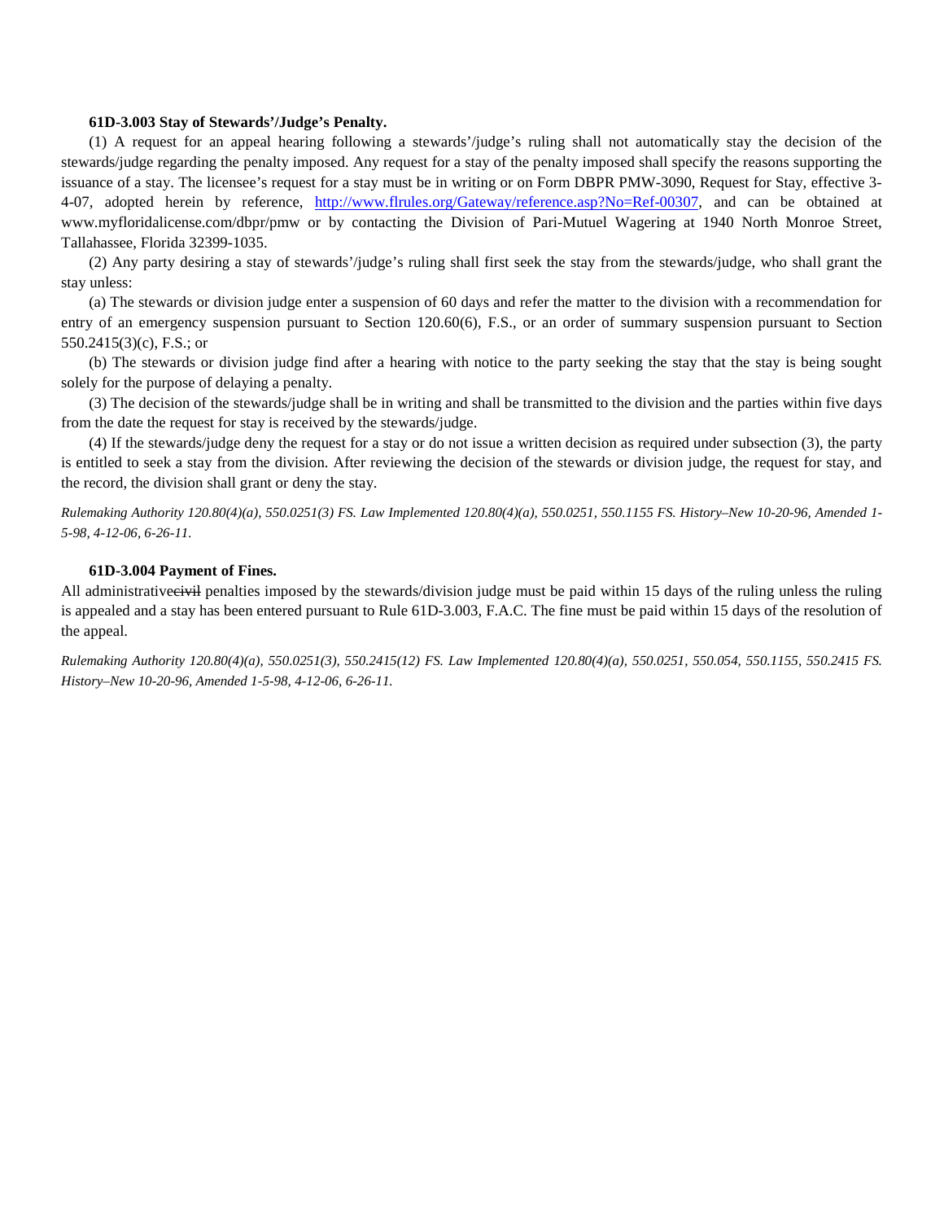**61D-3.003 Stay of Stewards'/Judge's Penalty.**

(1) A request for an appeal hearing following a stewards'/judge's ruling shall not automatically stay the decision of the stewards/judge regarding the penalty imposed. Any request for a stay of the penalty imposed shall specify the reasons supporting the issuance of a stay. The licensee's request for a stay must be in writing or on Form DBPR PMW-3090, Request for Stay, effective 3-4-07, adopted herein by reference, http://www.flrules.org/Gateway/reference.asp?No=Ref-00307, and can be obtained at www.myfloridalicense.com/dbpr/pmw or by contacting the Division of Pari-Mutuel Wagering at 1940 North Monroe Street, Tallahassee, Florida 32399-1035.

(2) Any party desiring a stay of stewards'/judge's ruling shall first seek the stay from the stewards/judge, who shall grant the stay unless:

(a) The stewards or division judge enter a suspension of 60 days and refer the matter to the division with a recommendation for entry of an emergency suspension pursuant to Section 120.60(6), F.S., or an order of summary suspension pursuant to Section 550.2415(3)(c), F.S.; or

(b) The stewards or division judge find after a hearing with notice to the party seeking the stay that the stay is being sought solely for the purpose of delaying a penalty.

(3) The decision of the stewards/judge shall be in writing and shall be transmitted to the division and the parties within five days from the date the request for stay is received by the stewards/judge.

(4) If the stewards/judge deny the request for a stay or do not issue a written decision as required under subsection (3), the party is entitled to seek a stay from the division. After reviewing the decision of the stewards or division judge, the request for stay, and the record, the division shall grant or deny the stay.

*Rulemaking Authority 120.80(4)(a), 550.0251(3) FS. Law Implemented 120.80(4)(a), 550.0251, 550.1155 FS. History–New 10-20-96, Amended 1-5-98, 4-12-06, 6-26-11.*

**61D-3.004 Payment of Fines.**

All administrative~~civil~~ penalties imposed by the stewards/division judge must be paid within 15 days of the ruling unless the ruling is appealed and a stay has been entered pursuant to Rule 61D-3.003, F.A.C. The fine must be paid within 15 days of the resolution of the appeal.

*Rulemaking Authority 120.80(4)(a), 550.0251(3), 550.2415(12) FS. Law Implemented 120.80(4)(a), 550.0251, 550.054, 550.1155, 550.2415 FS. History–New 10-20-96, Amended 1-5-98, 4-12-06, 6-26-11.*